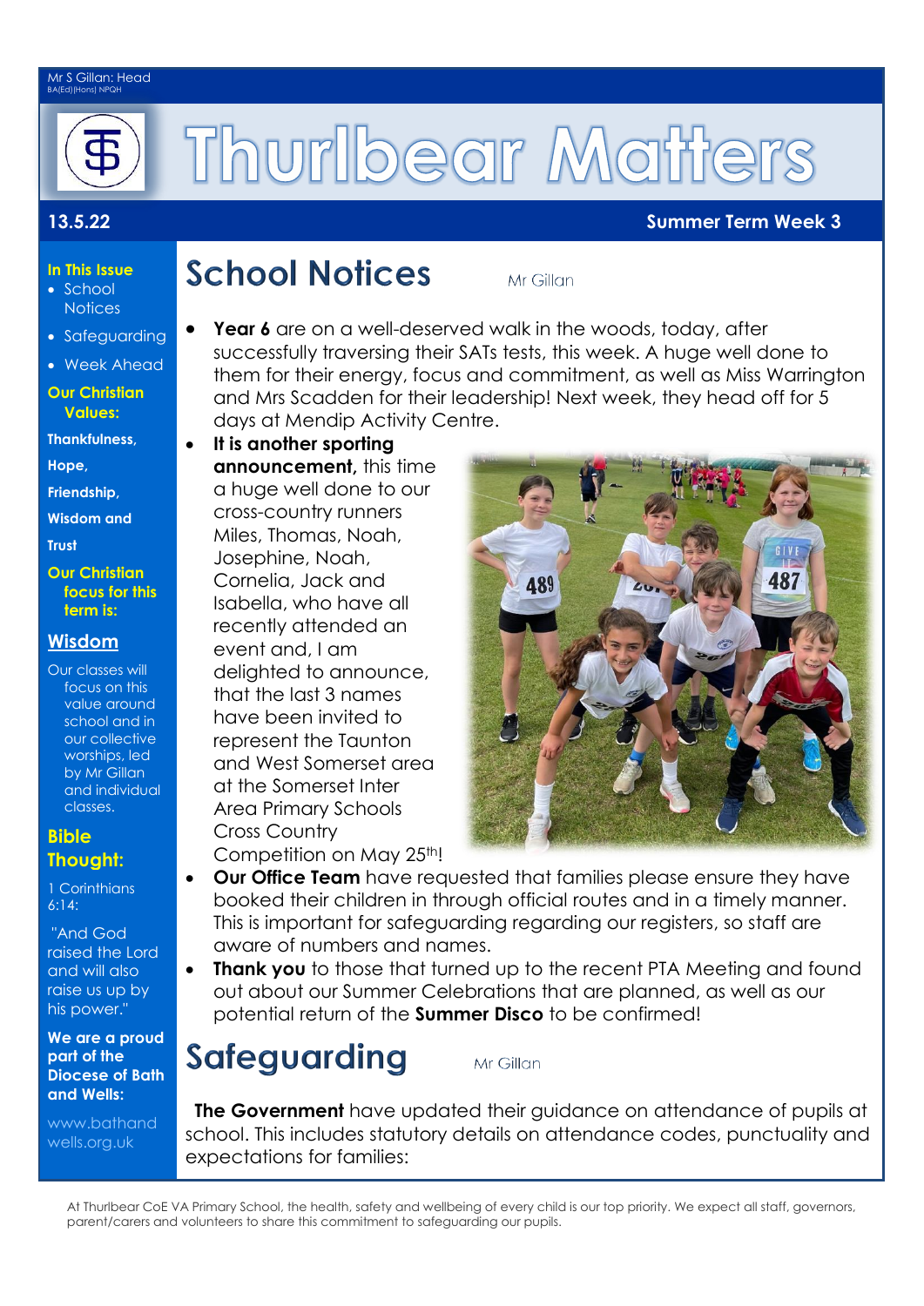Mr S Gillan: Head
BA(Ed)(Hons) NPQH

# Thurlbear Matters

**13.5.22** **Summer Term Week 3**

## School Notices

Mr Gillan

- **Year 6** are on a well-deserved walk in the woods, today, after successfully traversing their SATs tests, this week. A huge well done to them for their energy, focus and commitment, as well as Miss Warrington and Mrs Scadden for their leadership! Next week, they head off for 5 days at Mendip Activity Centre.
- **It is another sporting announcement,** this time a huge well done to our cross-country runners Miles, Thomas, Noah, Josephine, Noah, Cornelia, Jack and Isabella, who have all recently attended an event and, I am delighted to announce, that the last 3 names have been invited to represent the Taunton and West Somerset area at the Somerset Inter Area Primary Schools Cross Country Competition on May 25th!
- **Our Office Team** have requested that families please ensure they have booked their children in through official routes and in a timely manner. This is important for safeguarding regarding our registers, so staff are aware of numbers and names.
- **Thank you** to those that turned up to the recent PTA Meeting and found out about our Summer Celebrations that are planned, as well as our potential return of the **Summer Disco** to be confirmed!

## Safeguarding

Mr Gillan

**The Government** have updated their guidance on attendance of pupils at school. This includes statutory details on attendance codes, punctuality and expectations for families:

---

**In This Issue**
- School Notices
- Safeguarding
- Week Ahead

**Our Christian Values:**

**Thankfulness,**
**Hope,**
**Friendship,**
**Wisdom and**
**Trust**

**Our Christian focus for this term is:**

**Wisdom**

Our classes will focus on this value around school and in our collective worships, led by Mr Gillan and individual classes.

**Bible Thought:**

1 Corinthians 6:14:

"And God raised the Lord and will also raise us up by his power."

**We are a proud part of the Diocese of Bath and Wells:**

www.bathandwells.org.uk

---

At Thurlbear CoE VA Primary School, the health, safety and wellbeing of every child is our top priority. We expect all staff, governors, parent/carers and volunteers to share this commitment to safeguarding our pupils.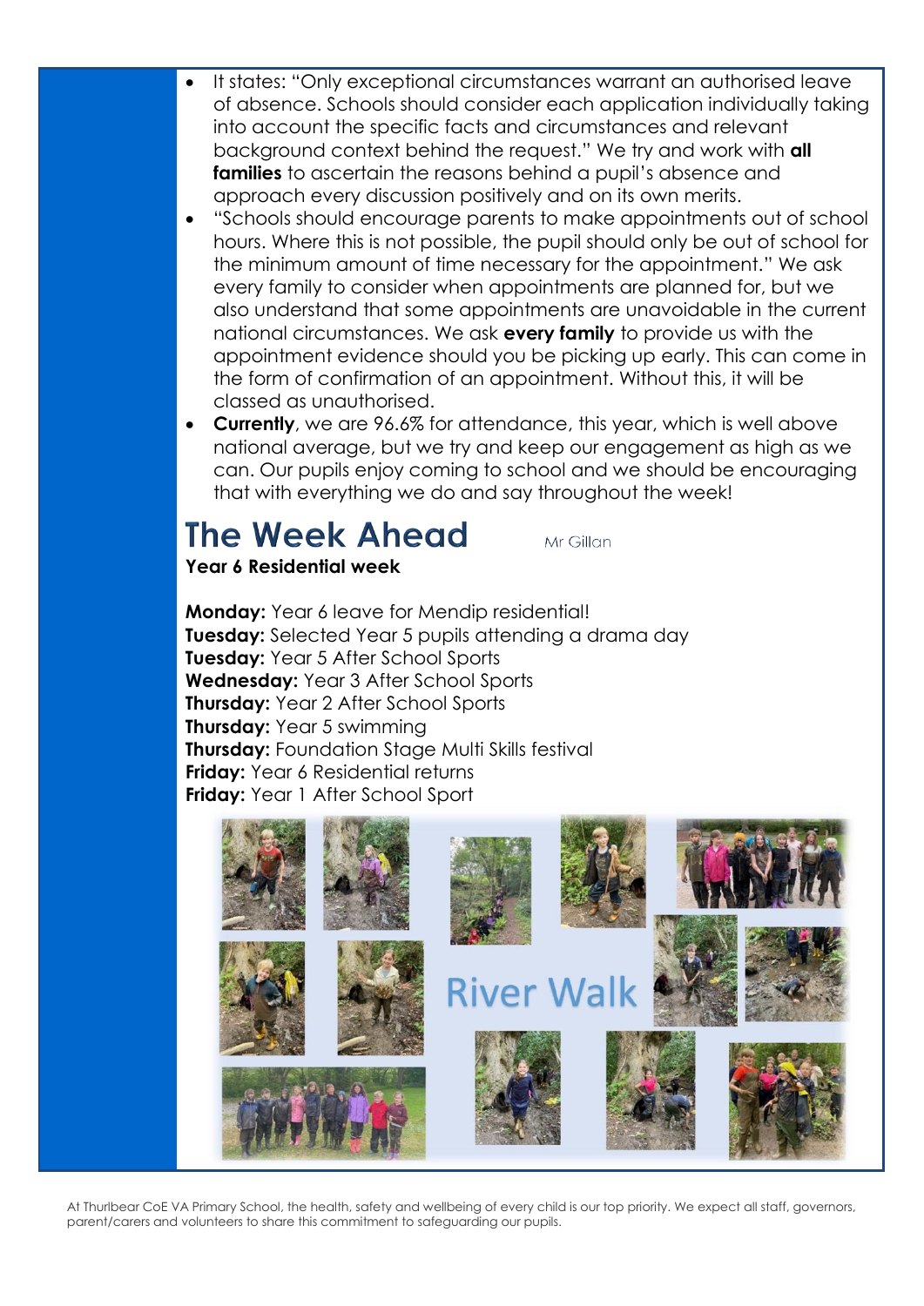- It states: "Only exceptional circumstances warrant an authorised leave of absence. Schools should consider each application individually taking into account the specific facts and circumstances and relevant background context behind the request." We try and work with **all families** to ascertain the reasons behind a pupil's absence and approach every discussion positively and on its own merits.
- "Schools should encourage parents to make appointments out of school hours. Where this is not possible, the pupil should only be out of school for the minimum amount of time necessary for the appointment." We ask every family to consider when appointments are planned for, but we also understand that some appointments are unavoidable in the current national circumstances. We ask **every family** to provide us with the appointment evidence should you be picking up early. This can come in the form of confirmation of an appointment. Without this, it will be classed as unauthorised.
- **Currently**, we are 96.6% for attendance, this year, which is well above national average, but we try and keep our engagement as high as we can. Our pupils enjoy coming to school and we should be encouraging that with everything we do and say throughout the week!

## The Week Ahead

Mr Gillan

**Year 6 Residential week**

**Monday:** Year 6 leave for Mendip residential!
**Tuesday:** Selected Year 5 pupils attending a drama day
**Tuesday:** Year 5 After School Sports
**Wednesday:** Year 3 After School Sports
**Thursday:** Year 2 After School Sports
**Thursday:** Year 5 swimming
**Thursday:** Foundation Stage Multi Skills festival
**Friday:** Year 6 Residential returns
**Friday:** Year 1 After School Sport

River Walk

At Thurlbear CoE VA Primary School, the health, safety and wellbeing of every child is our top priority. We expect all staff, governors, parent/carers and volunteers to share this commitment to safeguarding our pupils.